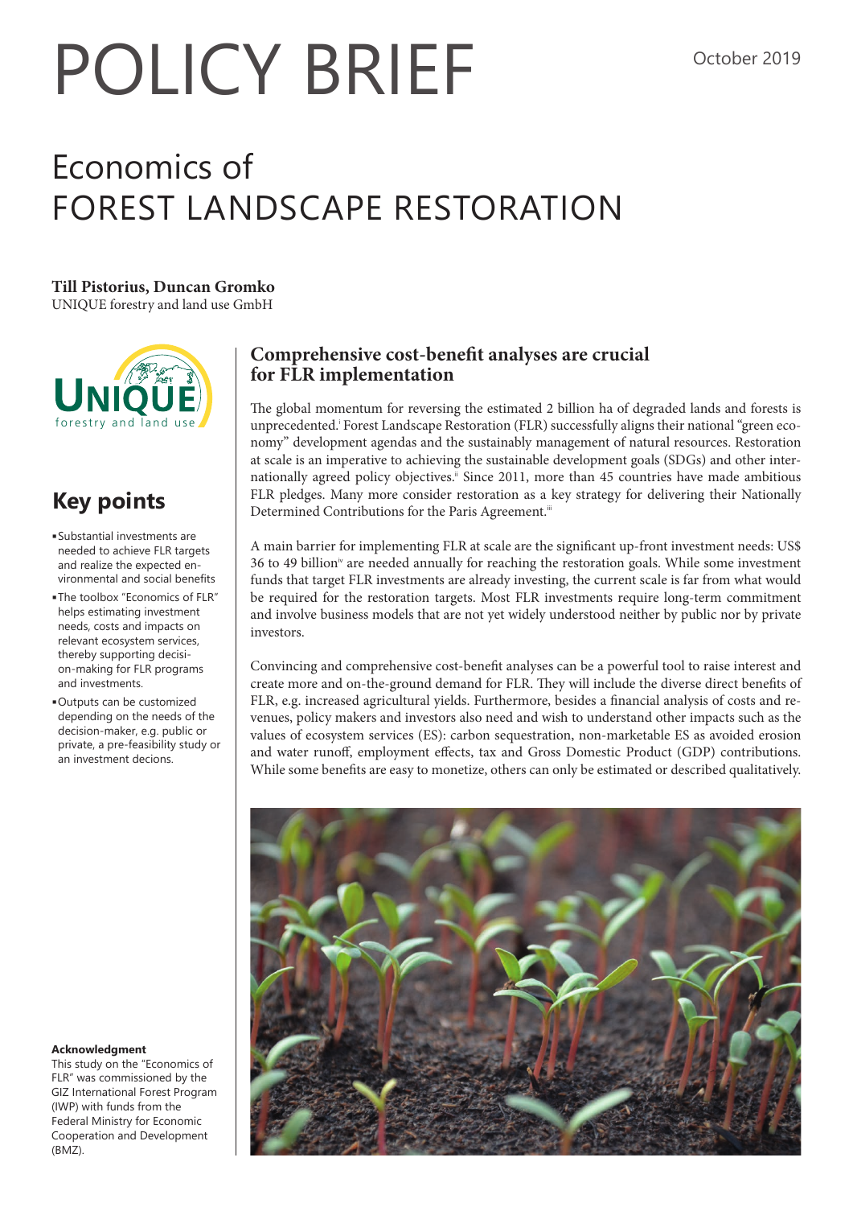# POLICY BRIEF

October 2019

## Economics of FOREST LANDSCAPE RESTORATION

**Till Pistorius, Duncan Gromko**
UNIQUE forestry and land use GmbH

## Key points

- Substantial investments are needed to achieve FLR targets and realize the expected environmental and social benefits
- The toolbox "Economics of FLR" helps estimating investment needs, costs and impacts on relevant ecosystem services, thereby supporting decision-making for FLR programs and investments.
- Outputs can be customized depending on the needs of the decision-maker, e.g. public or private, a pre-feasibility study or an investment decions.

**Acknowledgment**
This study on the "Economics of FLR" was commissioned by the GIZ International Forest Program (IWP) with funds from the Federal Ministry for Economic Cooperation and Development (BMZ).

### Comprehensive cost-benefit analyses are crucial for FLR implementation

The global momentum for reversing the estimated 2 billion ha of degraded lands and forests is unprecedented.[i] Forest Landscape Restoration (FLR) successfully aligns their national "green economy" development agendas and the sustainably management of natural resources. Restoration at scale is an imperative to achieving the sustainable development goals (SDGs) and other internationally agreed policy objectives.[ii] Since 2011, more than 45 countries have made ambitious FLR pledges. Many more consider restoration as a key strategy for delivering their Nationally Determined Contributions for the Paris Agreement.[iii]

A main barrier for implementing FLR at scale are the significant up-front investment needs: US$ 36 to 49 billion[iv] are needed annually for reaching the restoration goals. While some investment funds that target FLR investments are already investing, the current scale is far from what would be required for the restoration targets. Most FLR investments require long-term commitment and involve business models that are not yet widely understood neither by public nor by private investors.

Convincing and comprehensive cost-benefit analyses can be a powerful tool to raise interest and create more and on-the-ground demand for FLR. They will include the diverse direct benefits of FLR, e.g. increased agricultural yields. Furthermore, besides a financial analysis of costs and revenues, policy makers and investors also need and wish to understand other impacts such as the values of ecosystem services (ES): carbon sequestration, non-marketable ES as avoided erosion and water runoff, employment effects, tax and Gross Domestic Product (GDP) contributions. While some benefits are easy to monetize, others can only be estimated or described qualitatively.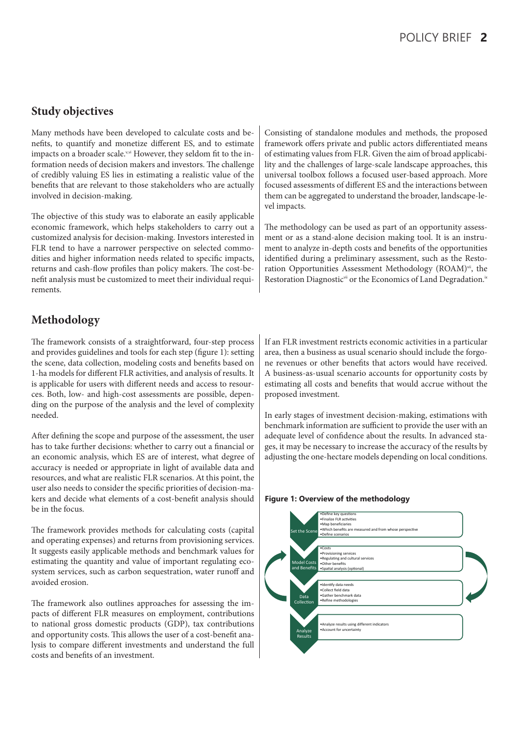## Study objectives

Many methods have been developed to calculate costs and benefits, to quantify and monetize different ES, and to estimate impacts on a broader scale.[v,vi] However, they seldom fit to the information needs of decision makers and investors. The challenge of credibly valuing ES lies in estimating a realistic value of the benefits that are relevant to those stakeholders who are actually involved in decision-making.

The objective of this study was to elaborate an easily applicable economic framework, which helps stakeholders to carry out a customized analysis for decision-making. Investors interested in FLR tend to have a narrower perspective on selected commodities and higher information needs related to specific impacts, returns and cash-flow profiles than policy makers. The cost-benefit analysis must be customized to meet their individual requirements.

Consisting of standalone modules and methods, the proposed framework offers private and public actors differentiated means of estimating values from FLR. Given the aim of broad applicability and the challenges of large-scale landscape approaches, this universal toolbox follows a focused user-based approach. More focused assessments of different ES and the interactions between them can be aggregated to understand the broader, landscape-level impacts.

The methodology can be used as part of an opportunity assessment or as a stand-alone decision making tool. It is an instrument to analyze in-depth costs and benefits of the opportunities identified during a preliminary assessment, such as the Restoration Opportunities Assessment Methodology (ROAM)[vii], the Restoration Diagnostic[vii] or the Economics of Land Degradation.[ix]

## Methodology

The framework consists of a straightforward, four-step process and provides guidelines and tools for each step (figure 1): setting the scene, data collection, modeling costs and benefits based on 1-ha models for different FLR activities, and analysis of results. It is applicable for users with different needs and access to resources. Both, low- and high-cost assessments are possible, depending on the purpose of the analysis and the level of complexity needed.

After defining the scope and purpose of the assessment, the user has to take further decisions: whether to carry out a financial or an economic analysis, which ES are of interest, what degree of accuracy is needed or appropriate in light of available data and resources, and what are realistic FLR scenarios. At this point, the user also needs to consider the specific priorities of decision-makers and decide what elements of a cost-benefit analysis should be in the focus.

The framework provides methods for calculating costs (capital and operating expenses) and returns from provisioning services. It suggests easily applicable methods and benchmark values for estimating the quantity and value of important regulating ecosystem services, such as carbon sequestration, water runoff and avoided erosion.

The framework also outlines approaches for assessing the impacts of different FLR measures on employment, contributions to national gross domestic products (GDP), tax contributions and opportunity costs. This allows the user of a cost-benefit analysis to compare different investments and understand the full costs and benefits of an investment.

If an FLR investment restricts economic activities in a particular area, then a business as usual scenario should include the forgone revenues or other benefits that actors would have received. A business-as-usual scenario accounts for opportunity costs by estimating all costs and benefits that would accrue without the proposed investment.

In early stages of investment decision-making, estimations with benchmark information are sufficient to provide the user with an adequate level of confidence about the results. In advanced stages, it may be necessary to increase the accuracy of the results by adjusting the one-hectare models depending on local conditions.

**Figure 1: Overview of the methodology**

| Step | Activities |
|---|---|
| Set the Scene | •Define key questions •Finalize FLR activities •Map beneficiaries •Which benefits are measured and from whose perspective •Define scenarios |
| Model Costs and Benefits | •Costs •Provisioning services •Regulating and cultural services •Other benefits •Spatial analysis (optional) |
| Data Collection | •Identify data needs •Collect field data •Gather benchmark data •Refine methodologies |
| Analyze Results | •Analyze results using different indicators •Account for uncertainty |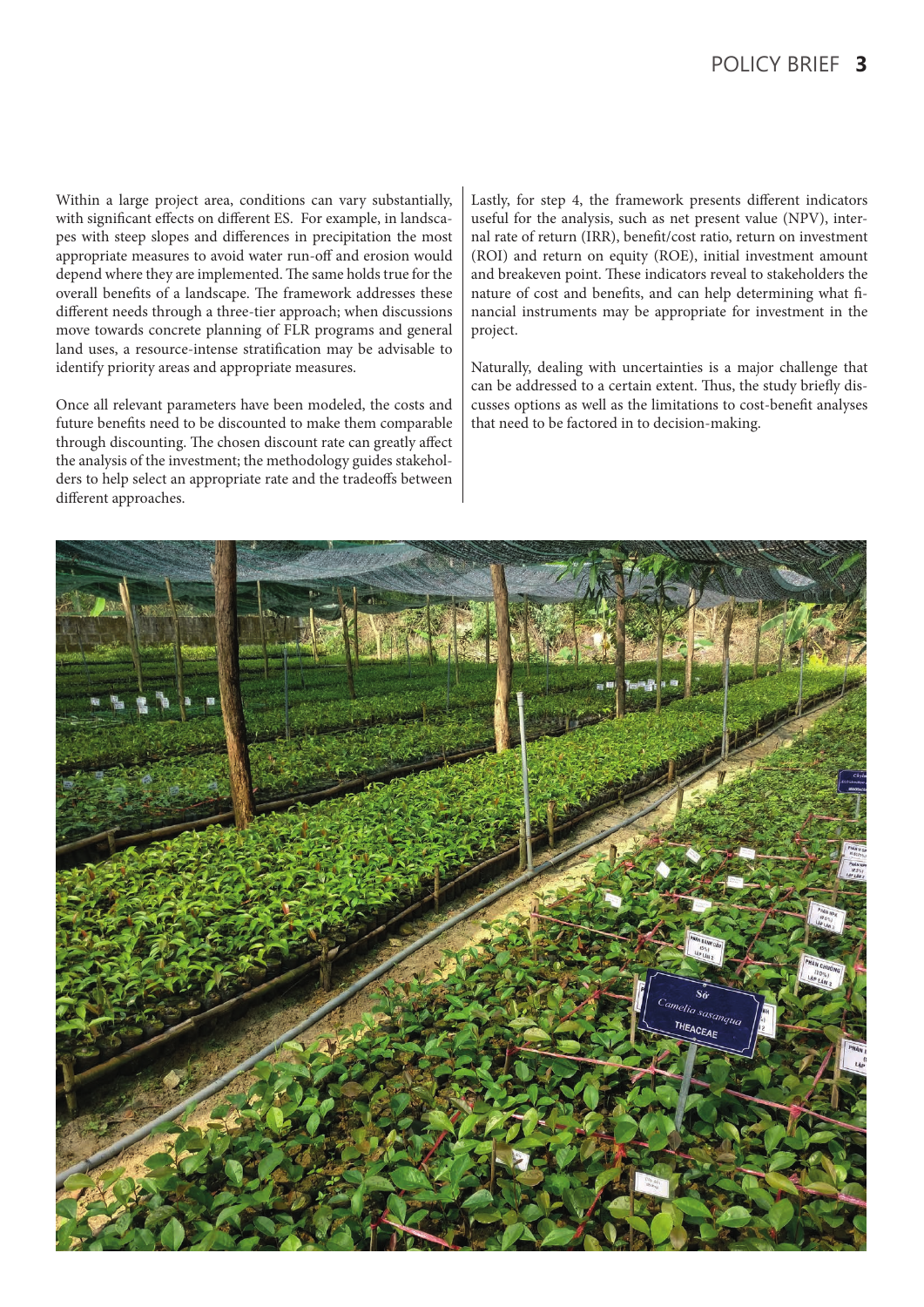Within a large project area, conditions can vary substantially, with significant effects on different ES. For example, in landscapes with steep slopes and differences in precipitation the most appropriate measures to avoid water run-off and erosion would depend where they are implemented. The same holds true for the overall benefits of a landscape. The framework addresses these different needs through a three-tier approach; when discussions move towards concrete planning of FLR programs and general land uses, a resource-intense stratification may be advisable to identify priority areas and appropriate measures.

Once all relevant parameters have been modeled, the costs and future benefits need to be discounted to make them comparable through discounting. The chosen discount rate can greatly affect the analysis of the investment; the methodology guides stakeholders to help select an appropriate rate and the tradeoffs between different approaches.

Lastly, for step 4, the framework presents different indicators useful for the analysis, such as net present value (NPV), internal rate of return (IRR), benefit/cost ratio, return on investment (ROI) and return on equity (ROE), initial investment amount and breakeven point. These indicators reveal to stakeholders the nature of cost and benefits, and can help determining what financial instruments may be appropriate for investment in the project.

Naturally, dealing with uncertainties is a major challenge that can be addressed to a certain extent. Thus, the study briefly discusses options as well as the limitations to cost-benefit analyses that need to be factored in to decision-making.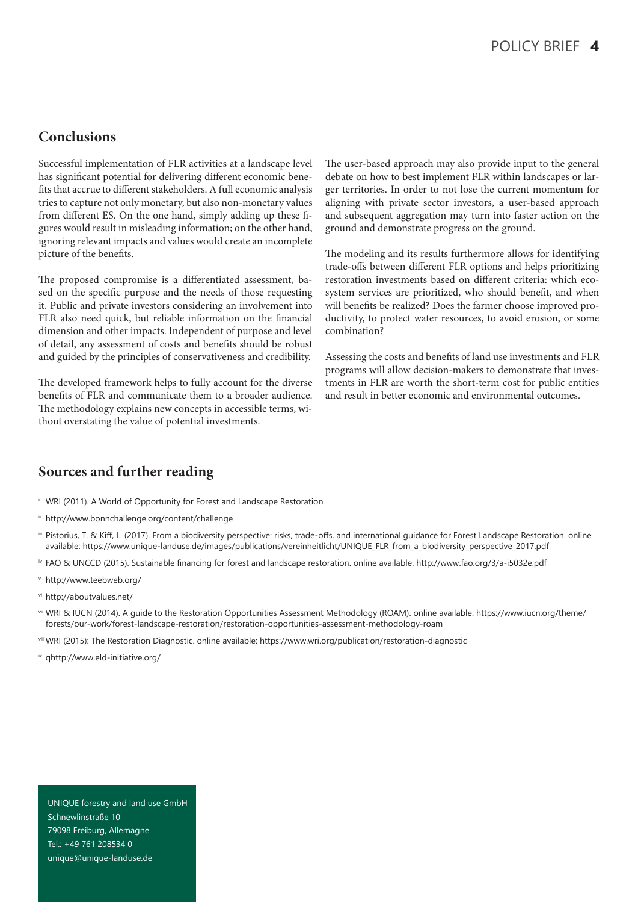## Conclusions

Successful implementation of FLR activities at a landscape level has significant potential for delivering different economic benefits that accrue to different stakeholders. A full economic analysis tries to capture not only monetary, but also non-monetary values from different ES. On the one hand, simply adding up these figures would result in misleading information; on the other hand, ignoring relevant impacts and values would create an incomplete picture of the benefits.

The proposed compromise is a differentiated assessment, based on the specific purpose and the needs of those requesting it. Public and private investors considering an involvement into FLR also need quick, but reliable information on the financial dimension and other impacts. Independent of purpose and level of detail, any assessment of costs and benefits should be robust and guided by the principles of conservativeness and credibility.

The developed framework helps to fully account for the diverse benefits of FLR and communicate them to a broader audience. The methodology explains new concepts in accessible terms, without overstating the value of potential investments.

The user-based approach may also provide input to the general debate on how to best implement FLR within landscapes or larger territories. In order to not lose the current momentum for aligning with private sector investors, a user-based approach and subsequent aggregation may turn into faster action on the ground and demonstrate progress on the ground.

The modeling and its results furthermore allows for identifying trade-offs between different FLR options and helps prioritizing restoration investments based on different criteria: which ecosystem services are prioritized, who should benefit, and when will benefits be realized? Does the farmer choose improved productivity, to protect water resources, to avoid erosion, or some combination?

Assessing the costs and benefits of land use investments and FLR programs will allow decision-makers to demonstrate that investments in FLR are worth the short-term cost for public entities and result in better economic and environmental outcomes.

## Sources and further reading

[i] WRI (2011). A World of Opportunity for Forest and Landscape Restoration

[ii] http://www.bonnchallenge.org/content/challenge

[iii] Pistorius, T. & Kiff, L. (2017). From a biodiversity perspective: risks, trade-offs, and international guidance for Forest Landscape Restoration. online available: https://www.unique-landuse.de/images/publications/vereinheitlicht/UNIQUE_FLR_from_a_biodiversity_perspective_2017.pdf

[iv] FAO & UNCCD (2015). Sustainable financing for forest and landscape restoration. online available: http://www.fao.org/3/a-i5032e.pdf

[v] http://www.teebweb.org/

[vi] http://aboutvalues.net/

[vii] WRI & IUCN (2014). A guide to the Restoration Opportunities Assessment Methodology (ROAM). online available: https://www.iucn.org/theme/forests/our-work/forest-landscape-restoration/restoration-opportunities-assessment-methodology-roam

[viii] WRI (2015): The Restoration Diagnostic. online available: https://www.wri.org/publication/restoration-diagnostic

[ix] qhttp://www.eld-initiative.org/

UNIQUE forestry and land use GmbH
Schnewlinstraße 10
79098 Freiburg, Allemagne
Tel.: +49 761 208534 0
unique@unique-landuse.de